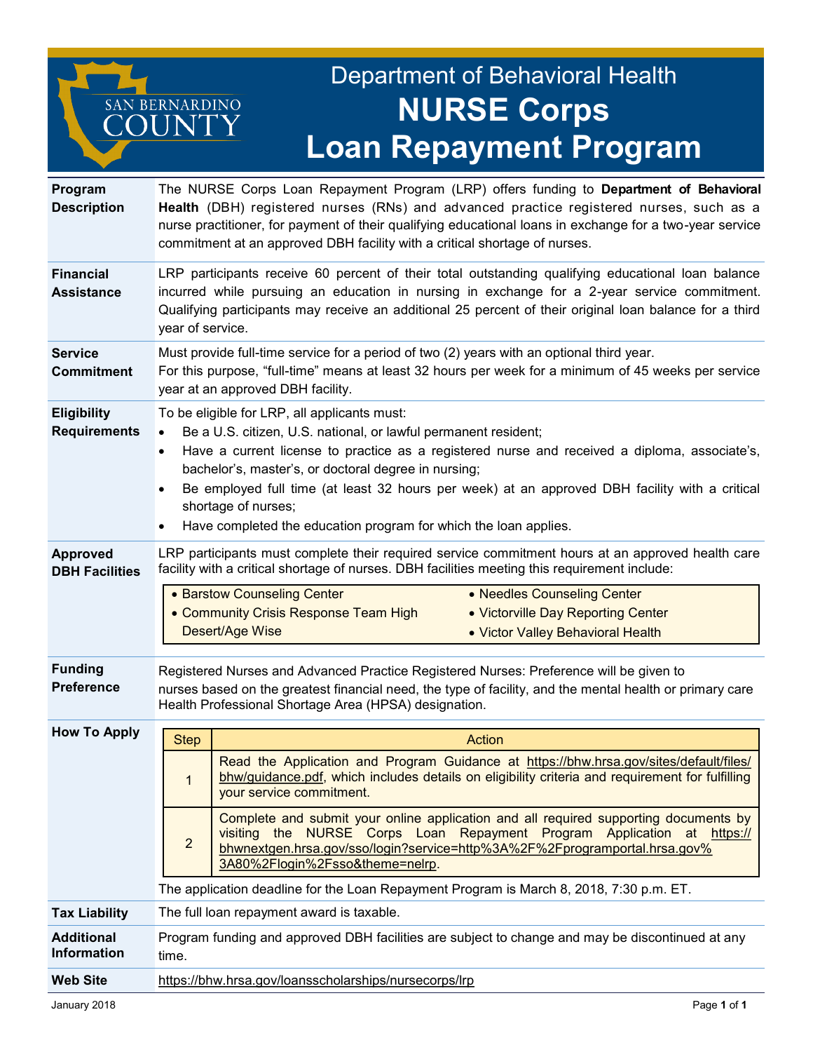# Department of Behavioral Health
# NURSE Corps Loan Repayment Program

SAN BERNARDINO COUNTY

**Program Description**

The NURSE Corps Loan Repayment Program (LRP) offers funding to **Department of Behavioral Health** (DBH) registered nurses (RNs) and advanced practice registered nurses, such as a nurse practitioner, for payment of their qualifying educational loans in exchange for a two-year service commitment at an approved DBH facility with a critical shortage of nurses.

**Financial Assistance**

LRP participants receive 60 percent of their total outstanding qualifying educational loan balance incurred while pursuing an education in nursing in exchange for a 2-year service commitment. Qualifying participants may receive an additional 25 percent of their original loan balance for a third year of service.

**Service Commitment**

Must provide full-time service for a period of two (2) years with an optional third year.
For this purpose, "full-time" means at least 32 hours per week for a minimum of 45 weeks per service year at an approved DBH facility.

**Eligibility Requirements**

To be eligible for LRP, all applicants must:

- Be a U.S. citizen, U.S. national, or lawful permanent resident;
- Have a current license to practice as a registered nurse and received a diploma, associate's, bachelor's, master's, or doctoral degree in nursing;
- Be employed full time (at least 32 hours per week) at an approved DBH facility with a critical shortage of nurses;
- Have completed the education program for which the loan applies.

**Approved DBH Facilities**

LRP participants must complete their required service commitment hours at an approved health care facility with a critical shortage of nurses. DBH facilities meeting this requirement include:

- Barstow Counseling Center
- Community Crisis Response Team High Desert/Age Wise
- Needles Counseling Center
- Victorville Day Reporting Center
- Victor Valley Behavioral Health

**Funding Preference**

Registered Nurses and Advanced Practice Registered Nurses: Preference will be given to nurses based on the greatest financial need, the type of facility, and the mental health or primary care Health Professional Shortage Area (HPSA) designation.

**How To Apply**

| Step | Action |
|---|---|
| 1 | Read the Application and Program Guidance at https://bhw.hrsa.gov/sites/default/files/bhw/guidance.pdf, which includes details on eligibility criteria and requirement for fulfilling your service commitment. |
| 2 | Complete and submit your online application and all required supporting documents by visiting the NURSE Corps Loan Repayment Program Application at https://bhwnextgen.hrsa.gov/sso/login?service=http%3A%2F%2Fprogramportal.hrsa.gov%3A80%2Flogin%2Fsso&theme=nelrp. |

The application deadline for the Loan Repayment Program is March 8, 2018, 7:30 p.m. ET.

**Tax Liability**

The full loan repayment award is taxable.

**Additional Information**

Program funding and approved DBH facilities are subject to change and may be discontinued at any time.

**Web Site**

https://bhw.hrsa.gov/loansscholarships/nursecorps/lrp

January 2018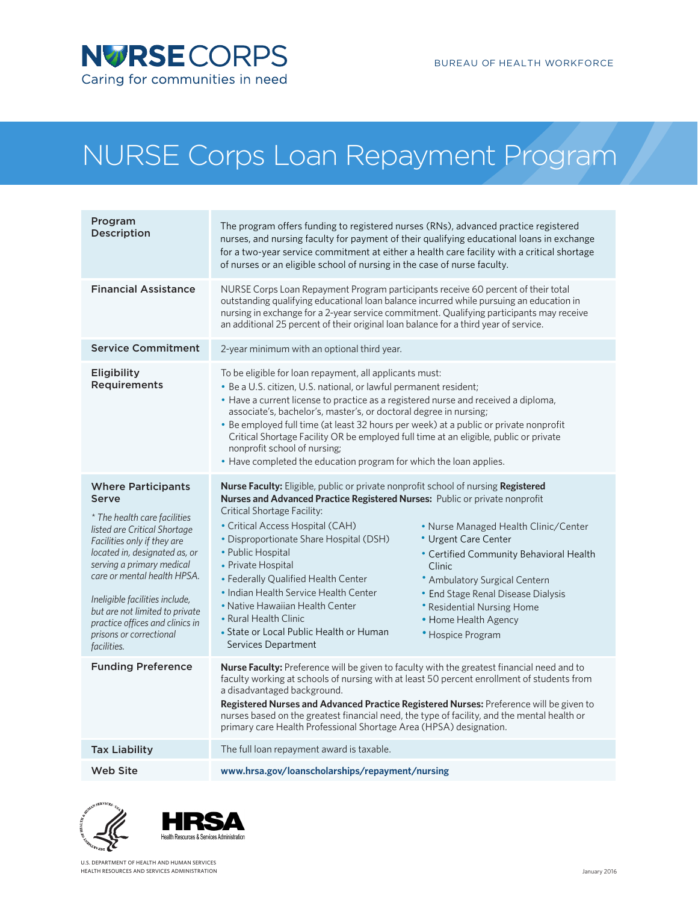NURSE CORPS
Caring for communities in need

BUREAU OF HEALTH WORKFORCE

# NURSE Corps Loan Repayment Program

| | |
|---|---|
| **Program Description** | The program offers funding to registered nurses (RNs), advanced practice registered nurses, and nursing faculty for payment of their qualifying educational loans in exchange for a two-year service commitment at either a health care facility with a critical shortage of nurses or an eligible school of nursing in the case of nurse faculty. |
| **Financial Assistance** | NURSE Corps Loan Repayment Program participants receive 60 percent of their total outstanding qualifying educational loan balance incurred while pursuing an education in nursing in exchange for a 2-year service commitment. Qualifying participants may receive an additional 25 percent of their original loan balance for a third year of service. |
| **Service Commitment** | 2-year minimum with an optional third year. |
| **Eligibility Requirements** | To be eligible for loan repayment, all applicants must:<br>• Be a U.S. citizen, U.S. national, or lawful permanent resident;<br>• Have a current license to practice as a registered nurse and received a diploma, associate's, bachelor's, master's, or doctoral degree in nursing;<br>• Be employed full time (at least 32 hours per week) at a public or private nonprofit Critical Shortage Facility OR be employed full time at an eligible, public or private nonprofit school of nursing;<br>• Have completed the education program for which the loan applies. |
| **Where Participants Serve**<br><br>*\* The health care facilities listed are Critical Shortage Facilities only if they are located in, designated as, or serving a primary medical care or mental health HPSA.*<br><br>*Ineligible facilities include, but are not limited to private practice offices and clinics in prisons or correctional facilities.* | **Nurse Faculty:** Eligible, public or private nonprofit school of nursing **Registered Nurses and Advanced Practice Registered Nurses:** Public or private nonprofit Critical Shortage Facility:<br>• Critical Access Hospital (CAH)<br>• Disproportionate Share Hospital (DSH)<br>• Public Hospital<br>• Private Hospital<br>• Federally Qualified Health Center<br>• Indian Health Service Health Center<br>• Native Hawaiian Health Center<br>• Rural Health Clinic<br>• State or Local Public Health or Human Services Department<br>• Nurse Managed Health Clinic/Center<br>• Urgent Care Center<br>• Certified Community Behavioral Health Clinic<br>• Ambulatory Surgical Centern<br>• End Stage Renal Disease Dialysis<br>• Residential Nursing Home<br>• Home Health Agency<br>• Hospice Program |
| **Funding Preference** | **Nurse Faculty:** Preference will be given to faculty with the greatest financial need and to faculty working at schools of nursing with at least 50 percent enrollment of students from a disadvantaged background.<br>**Registered Nurses and Advanced Practice Registered Nurses:** Preference will be given to nurses based on the greatest financial need, the type of facility, and the mental health or primary care Health Professional Shortage Area (HPSA) designation. |
| **Tax Liability** | The full loan repayment award is taxable. |
| **Web Site** | **www.hrsa.gov/loanscholarships/repayment/nursing** |

HRSA
Health Resources & Services Administration

U.S. DEPARTMENT OF HEALTH AND HUMAN SERVICES
HEALTH RESOURCES AND SERVICES ADMINISTRATION

January 2016